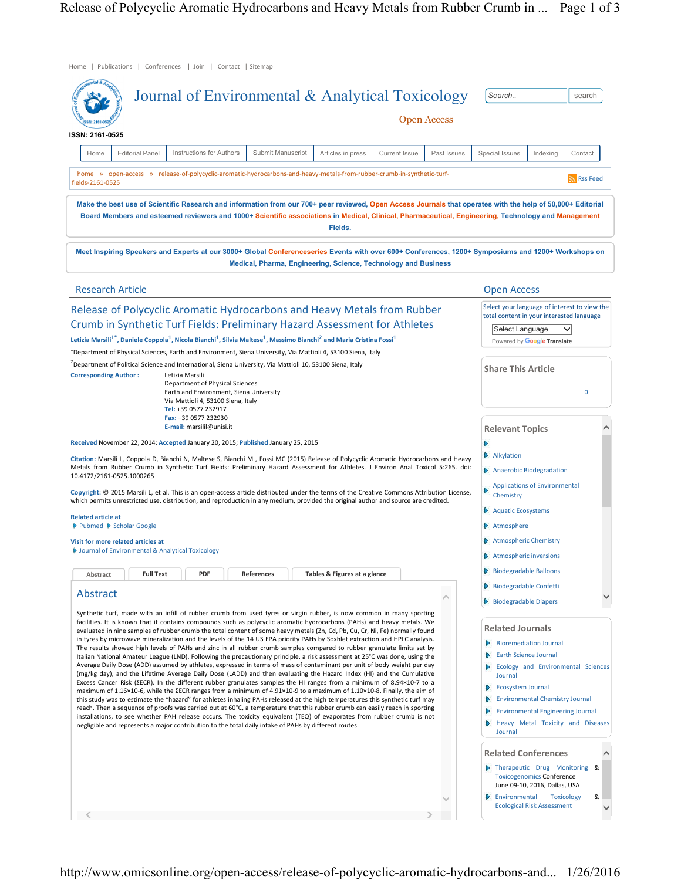Home | Publications | Conferences | Join | Contact | Sitemap

# Journal of Environmental & Analytical Toxicology

Open Access

ISSN: 2161-0525

Home | Editorial Panel | Instructions for Authors | Submit Manuscript | Articles in press | Current Issue | Past Issues | Special Issues | Indexing | Contact

home » open-access » release-of-polycyclic-aromatic-hydrocarbons-and-heavy-metals-from-rubber-crumb-in-synthetic-turf-fields-2161-0525

Rss Feed

Make the best use of Scientific Research and information from our 700+ peer reviewed, Open Access Journals that operates with the help of 50,000+ Editorial Board Members and esteemed reviewers and 1000+ Scientific associations in Medical, Clinical, Pharmaceutical, Engineering, Technology and Management Fields.

Meet Inspiring Speakers and Experts at our 3000+ Global Conferenceseries Events with over 600+ Conferences, 1200+ Symposiums and 1200+ Workshops on Medical, Pharma, Engineering, Science, Technology and Business

Research Article

Open Access

## Release of Polycyclic Aromatic Hydrocarbons and Heavy Metals from Rubber Crumb in Synthetic Turf Fields: Preliminary Hazard Assessment for Athletes

**Letizia Marsili[1*], Daniele Coppola[1], Nicola Bianchi[1], Silvia Maltese[1], Massimo Bianchi[2] and Maria Cristina Fossi[1]**

[1]Department of Physical Sciences, Earth and Environment, Siena University, Via Mattioli 4, 53100 Siena, Italy

[2]Department of Political Science and International, Siena University, Via Mattioli 10, 53100 Siena, Italy

**Corresponding Author :** Letizia Marsili
Department of Physical Sciences
Earth and Environment, Siena University
Via Mattioli 4, 53100 Siena, Italy
Tel: +39 0577 232917
Fax: +39 0577 232930
E-mail: marsilil@unisi.it

**Received** November 22, 2014; **Accepted** January 20, 2015; **Published** January 25, 2015

**Citation:** Marsili L, Coppola D, Bianchi N, Maltese S, Bianchi M , Fossi MC (2015) Release of Polycyclic Aromatic Hydrocarbons and Heavy Metals from Rubber Crumb in Synthetic Turf Fields: Preliminary Hazard Assessment for Athletes. J Environ Anal Toxicol 5:265. doi: 10.4172/2161-0525.1000265

**Copyright:** © 2015 Marsili L, et al. This is an open-access article distributed under the terms of the Creative Commons Attribution License, which permits unrestricted use, distribution, and reproduction in any medium, provided the original author and source are credited.

**Related article at**
- Pubmed
- Scholar Google

**Visit for more related articles at**
- Journal of Environmental & Analytical Toxicology

Abstract | Full Text | PDF | References | Tables & Figures at a glance

## Abstract

Synthetic turf, made with an infill of rubber crumb from used tyres or virgin rubber, is now common in many sporting facilities. It is known that it contains compounds such as polycyclic aromatic hydrocarbons (PAHs) and heavy metals. We evaluated in nine samples of rubber crumb the total content of some heavy metals (Zn, Cd, Pb, Cu, Cr, Ni, Fe) normally found in tyres by microwave mineralization and the levels of the 14 US EPA priority PAHs by Soxhlet extraction and HPLC analysis. The results showed high levels of PAHs and zinc in all rubber crumb samples compared to rubber granulate limits set by Italian National Amateur League (LND). Following the precautionary principle, a risk assessment at 25°C was done, using the Average Daily Dose (ADD) assumed by athletes, expressed in terms of mass of contaminant per unit of body weight per day (mg/kg day), and the Lifetime Average Daily Dose (LADD) and then evaluating the Hazard Index (HI) and the Cumulative Excess Cancer Risk (ΣECR). In the different rubber granulates samples the HI ranges from a minimum of $8.94\times10^{-7}$ to a maximum of $1.16\times10^{-6}$, while the ΣECR ranges from a minimum of $4.91\times10^{-9}$ to a maximum of $1.10\times10^{-8}$. Finally, the aim of this study was to estimate the "hazard" for athletes inhaling PAHs released at the high temperatures this synthetic turf may reach. Then a sequence of proofs was carried out at 60°C, a temperature that this rubber crumb can easily reach in sporting installations, to see whether PAH release occurs. The toxicity equivalent (TEQ) of evaporates from rubber crumb is not negligible and represents a major contribution to the total daily intake of PAHs by different routes.

Select your language of interest to view the total content in your interested language

Select Language

Powered by Google Translate

### Share This Article

0

### Relevant Topics

- Alkylation
- Anaerobic Biodegradation
- Applications of Environmental Chemistry
- Aquatic Ecosystems
- Atmosphere
- Atmospheric Chemistry
- Atmospheric inversions
- Biodegradable Balloons
- Biodegradable Confetti
- Biodegradable Diapers

### Related Journals

- Bioremediation Journal
- Earth Science Journal
- Ecology and Environmental Sciences Journal
- Ecosystem Journal
- Environmental Chemistry Journal
- Environmental Engineering Journal
- Heavy Metal Toxicity and Diseases Journal

### Related Conferences

- Therapeutic Drug Monitoring & Toxicogenomics Conference
  June 09-10, 2016, Dallas, USA
- Environmental Toxicology & Ecological Risk Assessment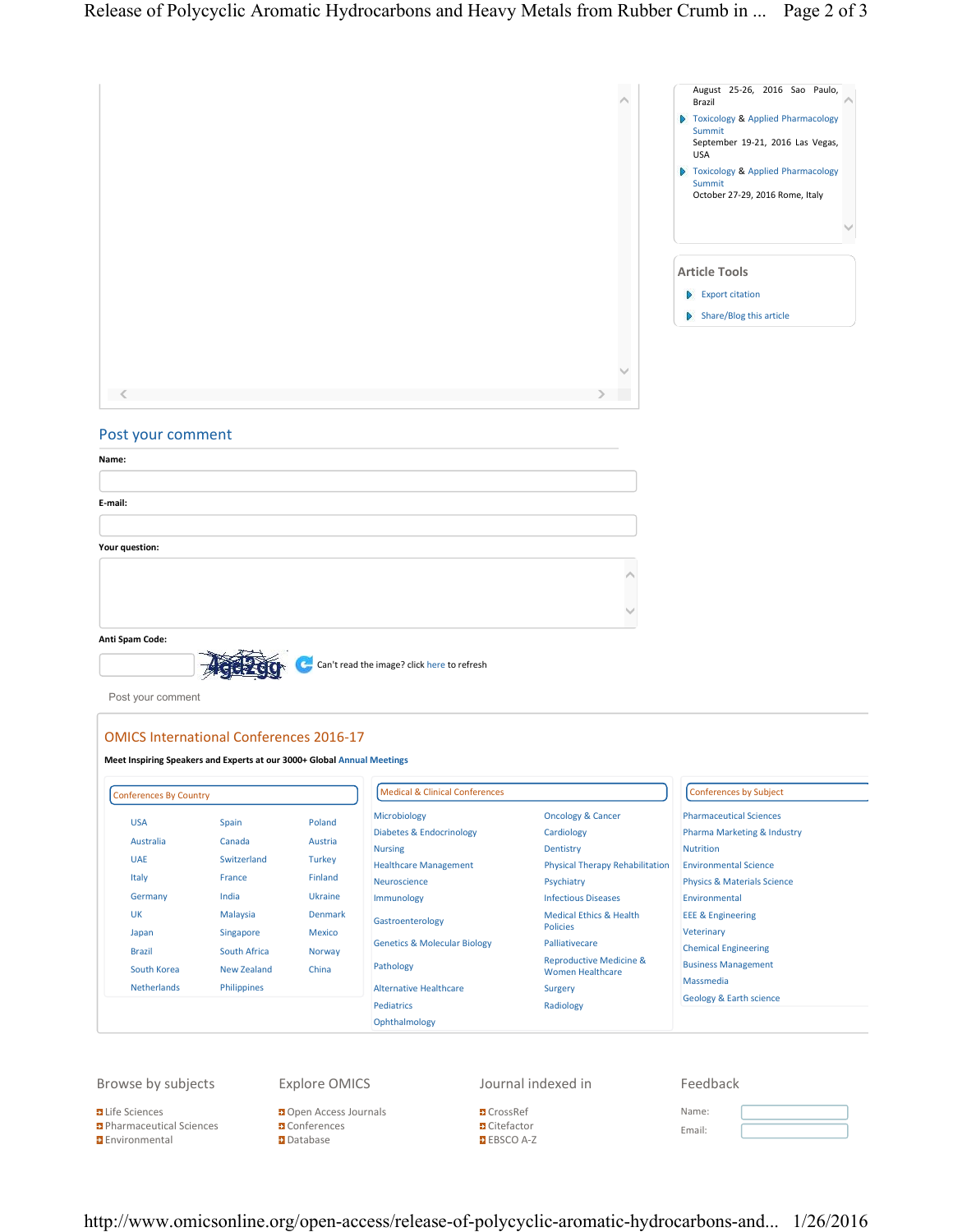August 25-26, 2016 Sao Paulo, Brazil

- Toxicology & Applied Pharmacology Summit
  September 19-21, 2016 Las Vegas, USA
- Toxicology & Applied Pharmacology Summit
  October 27-29, 2016 Rome, Italy

### Article Tools

- Export citation
- Share/Blog this article

## Post your comment

**Name:**

**E-mail:**

**Your question:**

**Anti Spam Code:**

Can't read the image? click here to refresh

Post your comment

## OMICS International Conferences 2016-17

**Meet Inspiring Speakers and Experts at our 3000+ Global Annual Meetings**

### Conferences By Country

| | | |
|---|---|---|
| USA | Spain | Poland |
| Australia | Canada | Austria |
| UAE | Switzerland | Turkey |
| Italy | France | Finland |
| Germany | India | Ukraine |
| UK | Malaysia | Denmark |
| Japan | Singapore | Mexico |
| Brazil | South Africa | Norway |
| South Korea | New Zealand | China |
| Netherlands | Philippines | |

### Medical & Clinical Conferences

| | |
|---|---|
| Microbiology | Oncology & Cancer |
| Diabetes & Endocrinology | Cardiology |
| Nursing | Dentistry |
| Healthcare Management | Physical Therapy Rehabilitation |
| Neuroscience | Psychiatry |
| Immunology | Infectious Diseases |
| Gastroenterology | Medical Ethics & Health Policies |
| Genetics & Molecular Biology | Palliativecare |
| Pathology | Reproductive Medicine & Women Healthcare |
| Alternative Healthcare | Surgery |
| Pediatrics | Radiology |
| Ophthalmology | |

### Conferences by Subject

- Pharmaceutical Sciences
- Pharma Marketing & Industry
- Nutrition
- Environmental Science
- Physics & Materials Science
- Environmental
- EEE & Engineering
- Veterinary
- Chemical Engineering
- Business Management
- Massmedia
- Geology & Earth science

### Browse by subjects

- Life Sciences
- Pharmaceutical Sciences
- Environmental

### Explore OMICS

- Open Access Journals
- Conferences
- Database

### Journal indexed in

- CrossRef
- Citefactor
- EBSCO A-Z

### Feedback

Name:

Email: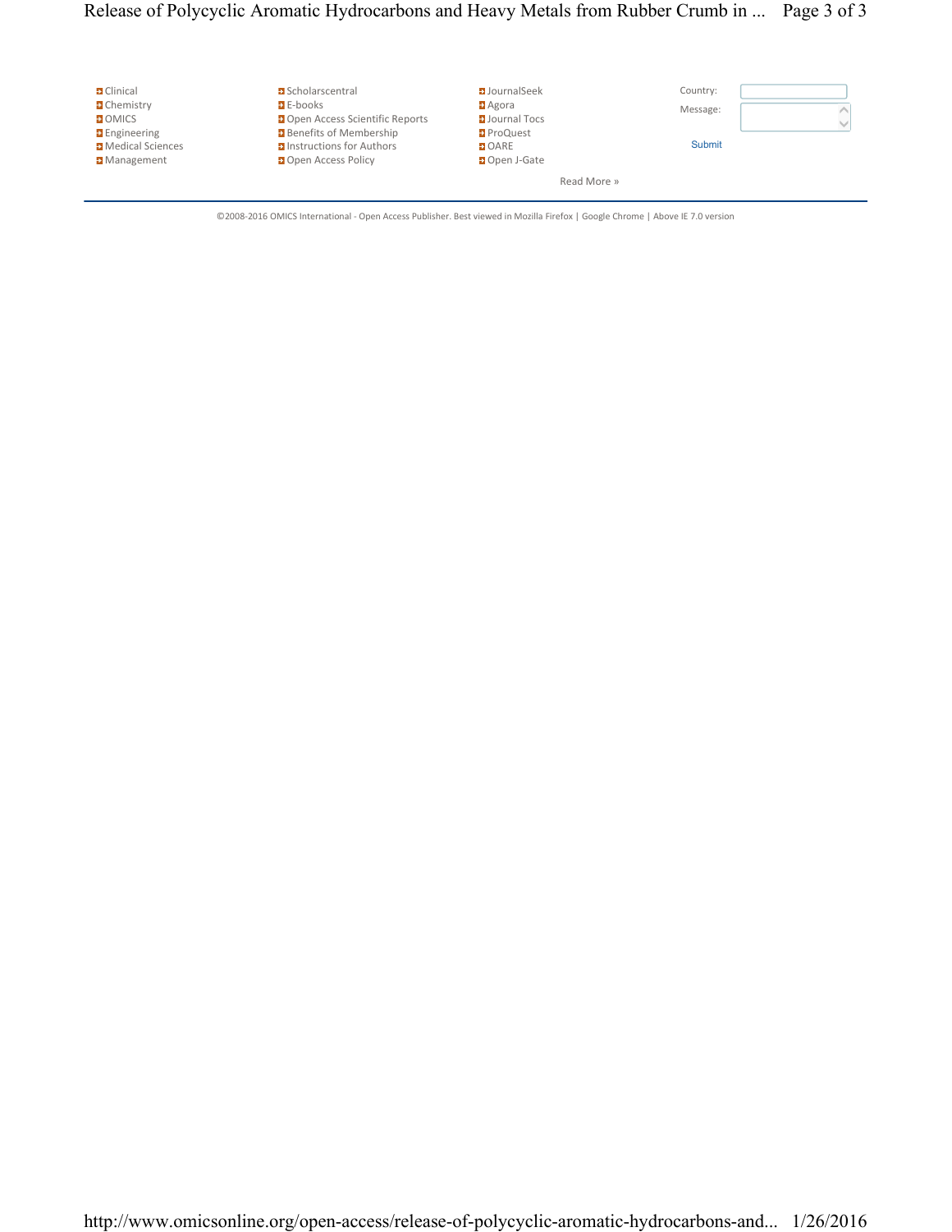- Clinical
- Chemistry
- OMICS
- Engineering
- Medical Sciences
- Management

- Scholarscentral
- E-books
- Open Access Scientific Reports
- Benefits of Membership
- Instructions for Authors
- Open Access Policy

- JournalSeek
- Agora
- Journal Tocs
- ProQuest
- OARE
- Open J-Gate

Read More »

Country:

Message:

Submit

©2008-2016 OMICS International - Open Access Publisher. Best viewed in Mozilla Firefox | Google Chrome | Above IE 7.0 version